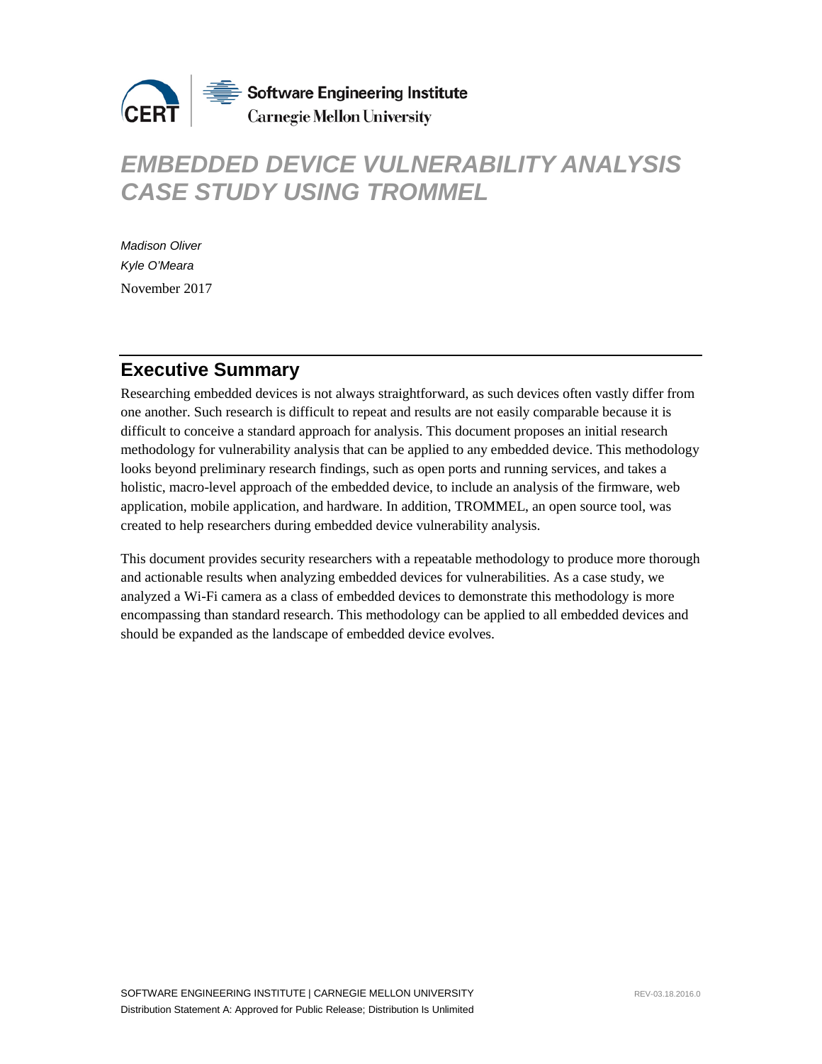# EMBEDDED DEVICE VULNERABILITY ANALYSIS CASE STUDY USING TROMMEL

*Madison Oliver*
*Kyle O'Meara*
November 2017

## Executive Summary

Researching embedded devices is not always straightforward, as such devices often vastly differ from one another. Such research is difficult to repeat and results are not easily comparable because it is difficult to conceive a standard approach for analysis. This document proposes an initial research methodology for vulnerability analysis that can be applied to any embedded device. This methodology looks beyond preliminary research findings, such as open ports and running services, and takes a holistic, macro-level approach of the embedded device, to include an analysis of the firmware, web application, mobile application, and hardware. In addition, TROMMEL, an open source tool, was created to help researchers during embedded device vulnerability analysis.

This document provides security researchers with a repeatable methodology to produce more thorough and actionable results when analyzing embedded devices for vulnerabilities. As a case study, we analyzed a Wi-Fi camera as a class of embedded devices to demonstrate this methodology is more encompassing than standard research. This methodology can be applied to all embedded devices and should be expanded as the landscape of embedded device evolves.

Distribution Statement A: Approved for Public Release; Distribution Is Unlimited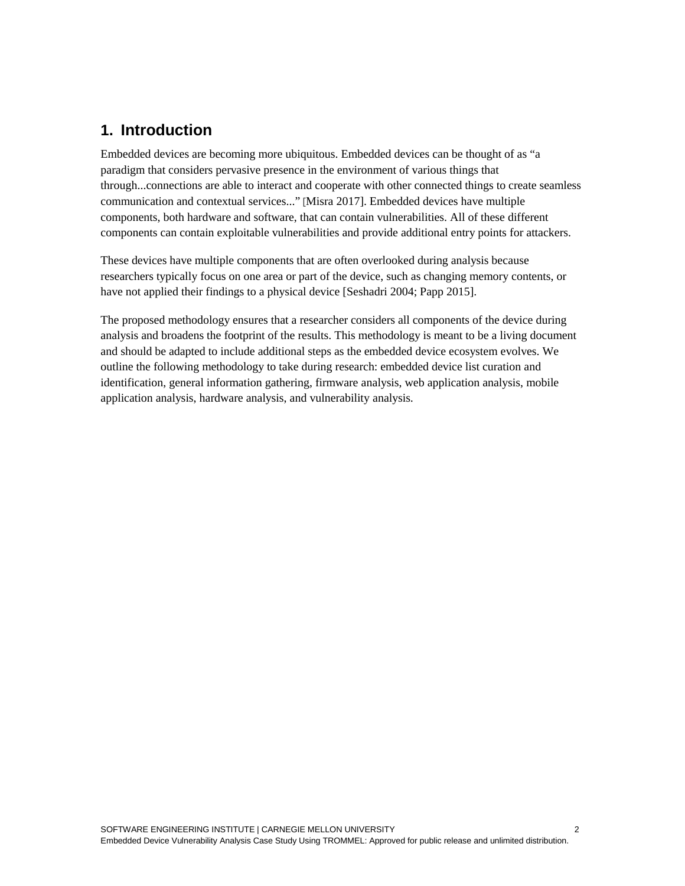# 1. Introduction

Embedded devices are becoming more ubiquitous. Embedded devices can be thought of as "a paradigm that considers pervasive presence in the environment of various things that through...connections are able to interact and cooperate with other connected things to create seamless communication and contextual services..." [Misra 2017]. Embedded devices have multiple components, both hardware and software, that can contain vulnerabilities. All of these different components can contain exploitable vulnerabilities and provide additional entry points for attackers.

These devices have multiple components that are often overlooked during analysis because researchers typically focus on one area or part of the device, such as changing memory contents, or have not applied their findings to a physical device [Seshadri 2004; Papp 2015].

The proposed methodology ensures that a researcher considers all components of the device during analysis and broadens the footprint of the results. This methodology is meant to be a living document and should be adapted to include additional steps as the embedded device ecosystem evolves. We outline the following methodology to take during research: embedded device list curation and identification, general information gathering, firmware analysis, web application analysis, mobile application analysis, hardware analysis, and vulnerability analysis.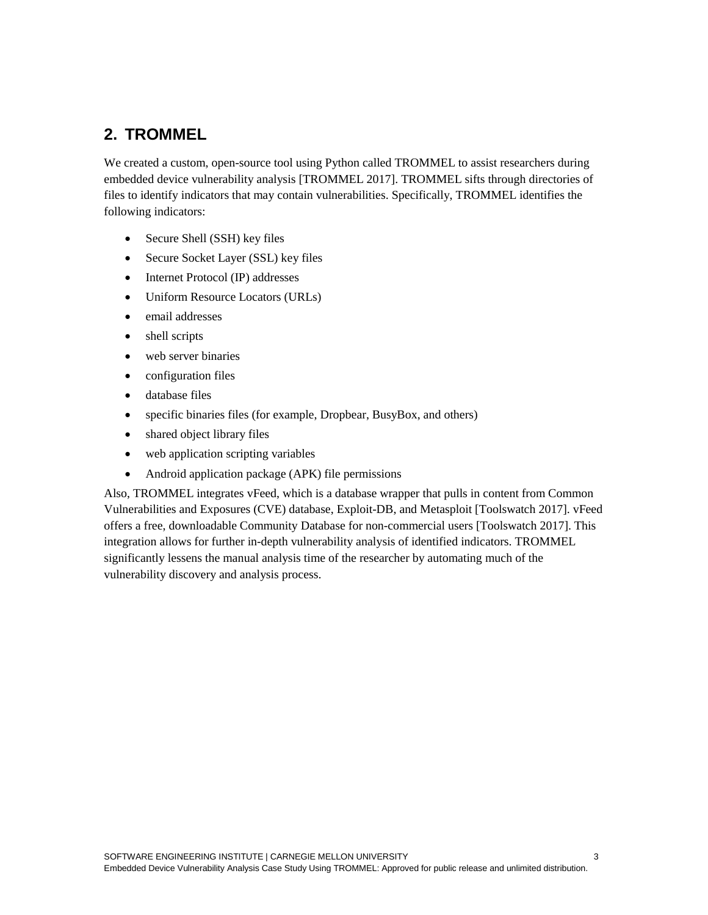## 2. TROMMEL

We created a custom, open-source tool using Python called TROMMEL to assist researchers during embedded device vulnerability analysis [TROMMEL 2017]. TROMMEL sifts through directories of files to identify indicators that may contain vulnerabilities. Specifically, TROMMEL identifies the following indicators:

- Secure Shell (SSH) key files
- Secure Socket Layer (SSL) key files
- Internet Protocol (IP) addresses
- Uniform Resource Locators (URLs)
- email addresses
- shell scripts
- web server binaries
- configuration files
- database files
- specific binaries files (for example, Dropbear, BusyBox, and others)
- shared object library files
- web application scripting variables
- Android application package (APK) file permissions

Also, TROMMEL integrates vFeed, which is a database wrapper that pulls in content from Common Vulnerabilities and Exposures (CVE) database, Exploit-DB, and Metasploit [Toolswatch 2017]. vFeed offers a free, downloadable Community Database for non-commercial users [Toolswatch 2017]. This integration allows for further in-depth vulnerability analysis of identified indicators. TROMMEL significantly lessens the manual analysis time of the researcher by automating much of the vulnerability discovery and analysis process.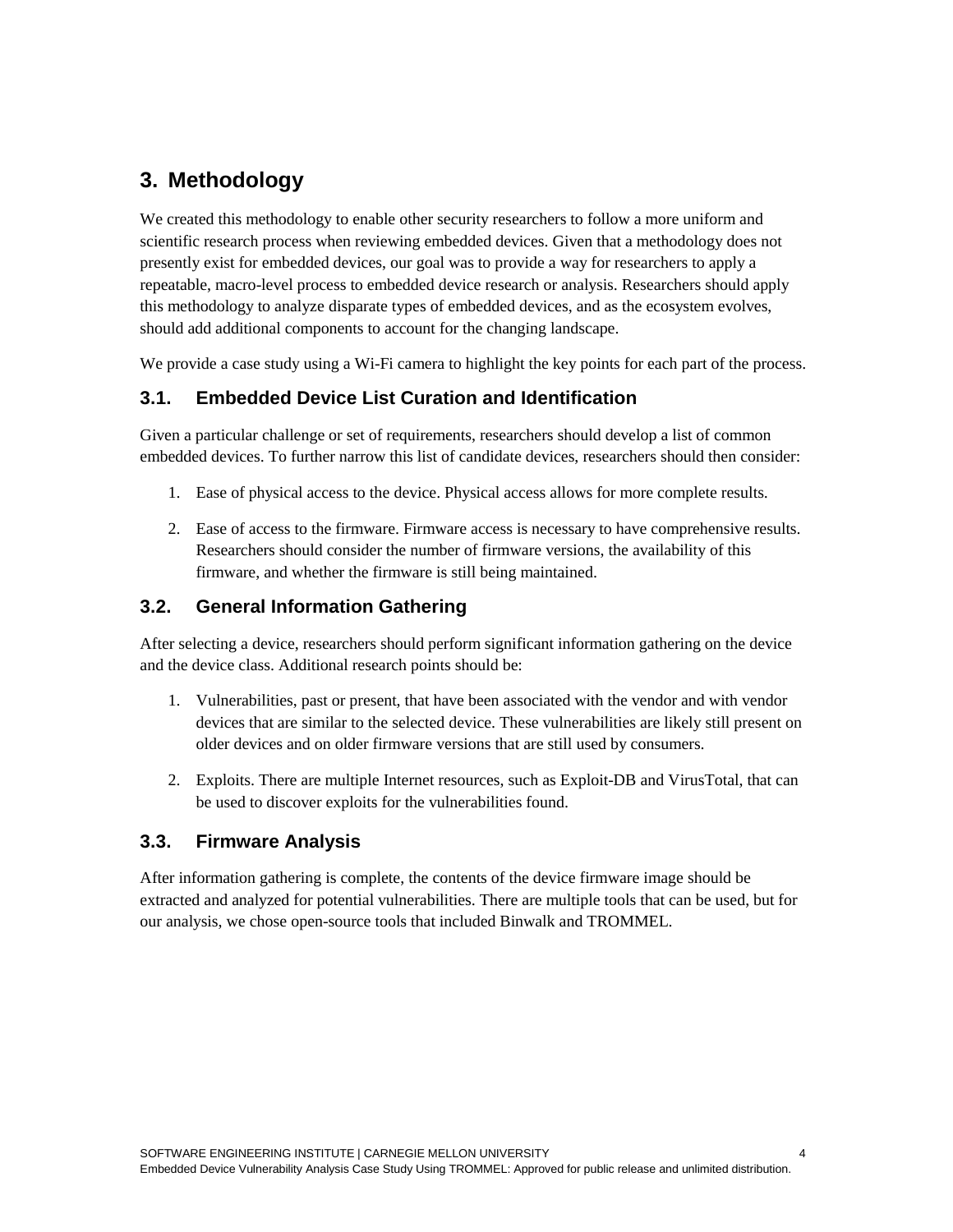# 3. Methodology

We created this methodology to enable other security researchers to follow a more uniform and scientific research process when reviewing embedded devices. Given that a methodology does not presently exist for embedded devices, our goal was to provide a way for researchers to apply a repeatable, macro-level process to embedded device research or analysis. Researchers should apply this methodology to analyze disparate types of embedded devices, and as the ecosystem evolves, should add additional components to account for the changing landscape.

We provide a case study using a Wi-Fi camera to highlight the key points for each part of the process.

## 3.1. Embedded Device List Curation and Identification

Given a particular challenge or set of requirements, researchers should develop a list of common embedded devices. To further narrow this list of candidate devices, researchers should then consider:

1. Ease of physical access to the device. Physical access allows for more complete results.
2. Ease of access to the firmware. Firmware access is necessary to have comprehensive results. Researchers should consider the number of firmware versions, the availability of this firmware, and whether the firmware is still being maintained.

## 3.2. General Information Gathering

After selecting a device, researchers should perform significant information gathering on the device and the device class. Additional research points should be:

1. Vulnerabilities, past or present, that have been associated with the vendor and with vendor devices that are similar to the selected device. These vulnerabilities are likely still present on older devices and on older firmware versions that are still used by consumers.
2. Exploits. There are multiple Internet resources, such as Exploit-DB and VirusTotal, that can be used to discover exploits for the vulnerabilities found.

## 3.3. Firmware Analysis

After information gathering is complete, the contents of the device firmware image should be extracted and analyzed for potential vulnerabilities. There are multiple tools that can be used, but for our analysis, we chose open-source tools that included Binwalk and TROMMEL.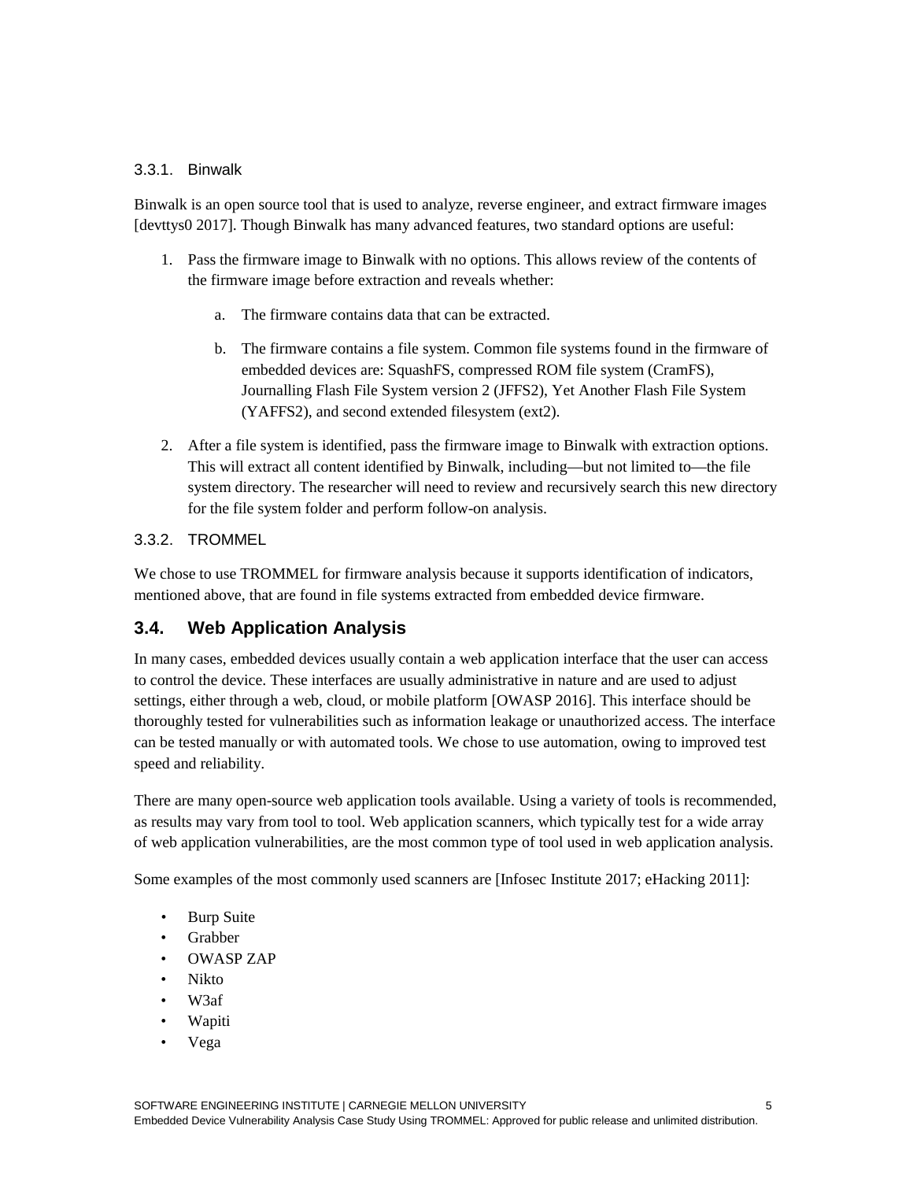#### 3.3.1. Binwalk

Binwalk is an open source tool that is used to analyze, reverse engineer, and extract firmware images [devttys0 2017]. Though Binwalk has many advanced features, two standard options are useful:

1. Pass the firmware image to Binwalk with no options. This allows review of the contents of the firmware image before extraction and reveals whether:

    a. The firmware contains data that can be extracted.

    b. The firmware contains a file system. Common file systems found in the firmware of embedded devices are: SquashFS, compressed ROM file system (CramFS), Journalling Flash File System version 2 (JFFS2), Yet Another Flash File System (YAFFS2), and second extended filesystem (ext2).

2. After a file system is identified, pass the firmware image to Binwalk with extraction options. This will extract all content identified by Binwalk, including—but not limited to—the file system directory. The researcher will need to review and recursively search this new directory for the file system folder and perform follow-on analysis.

#### 3.3.2. TROMMEL

We chose to use TROMMEL for firmware analysis because it supports identification of indicators, mentioned above, that are found in file systems extracted from embedded device firmware.

### 3.4. Web Application Analysis

In many cases, embedded devices usually contain a web application interface that the user can access to control the device. These interfaces are usually administrative in nature and are used to adjust settings, either through a web, cloud, or mobile platform [OWASP 2016]. This interface should be thoroughly tested for vulnerabilities such as information leakage or unauthorized access. The interface can be tested manually or with automated tools. We chose to use automation, owing to improved test speed and reliability.

There are many open-source web application tools available. Using a variety of tools is recommended, as results may vary from tool to tool. Web application scanners, which typically test for a wide array of web application vulnerabilities, are the most common type of tool used in web application analysis.

Some examples of the most commonly used scanners are [Infosec Institute 2017; eHacking 2011]:

- Burp Suite
- Grabber
- OWASP ZAP
- Nikto
- W3af
- Wapiti
- Vega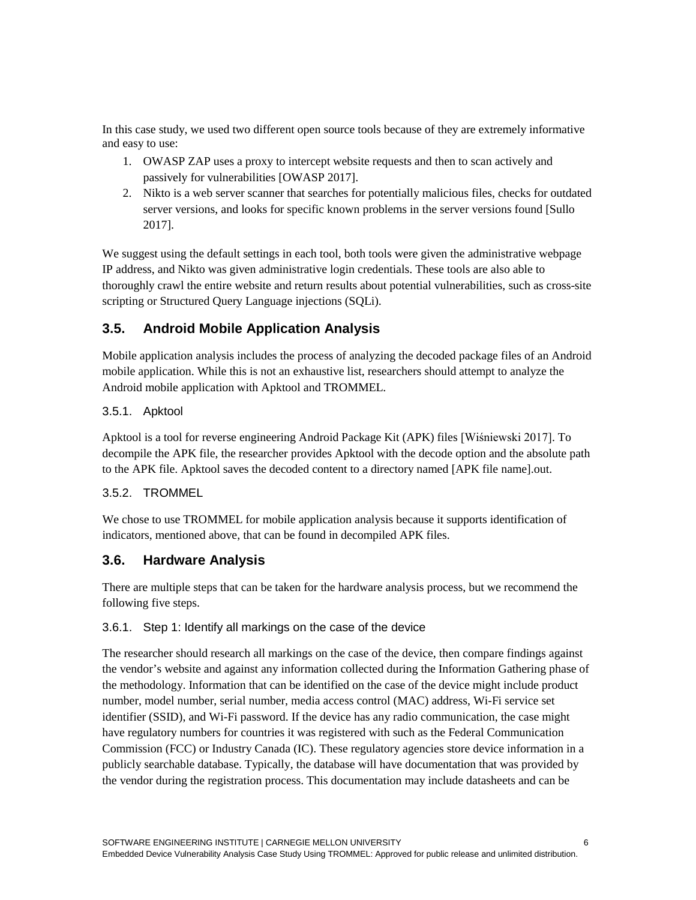In this case study, we used two different open source tools because of they are extremely informative and easy to use:

1. OWASP ZAP uses a proxy to intercept website requests and then to scan actively and passively for vulnerabilities [OWASP 2017].
2. Nikto is a web server scanner that searches for potentially malicious files, checks for outdated server versions, and looks for specific known problems in the server versions found [Sullo 2017].

We suggest using the default settings in each tool, both tools were given the administrative webpage IP address, and Nikto was given administrative login credentials. These tools are also able to thoroughly crawl the entire website and return results about potential vulnerabilities, such as cross-site scripting or Structured Query Language injections (SQLi).

## 3.5. Android Mobile Application Analysis

Mobile application analysis includes the process of analyzing the decoded package files of an Android mobile application. While this is not an exhaustive list, researchers should attempt to analyze the Android mobile application with Apktool and TROMMEL.

### 3.5.1. Apktool

Apktool is a tool for reverse engineering Android Package Kit (APK) files [Wiśniewski 2017]. To decompile the APK file, the researcher provides Apktool with the decode option and the absolute path to the APK file. Apktool saves the decoded content to a directory named [APK file name].out.

### 3.5.2. TROMMEL

We chose to use TROMMEL for mobile application analysis because it supports identification of indicators, mentioned above, that can be found in decompiled APK files.

## 3.6. Hardware Analysis

There are multiple steps that can be taken for the hardware analysis process, but we recommend the following five steps.

### 3.6.1. Step 1: Identify all markings on the case of the device

The researcher should research all markings on the case of the device, then compare findings against the vendor's website and against any information collected during the Information Gathering phase of the methodology. Information that can be identified on the case of the device might include product number, model number, serial number, media access control (MAC) address, Wi-Fi service set identifier (SSID), and Wi-Fi password. If the device has any radio communication, the case might have regulatory numbers for countries it was registered with such as the Federal Communication Commission (FCC) or Industry Canada (IC). These regulatory agencies store device information in a publicly searchable database. Typically, the database will have documentation that was provided by the vendor during the registration process. This documentation may include datasheets and can be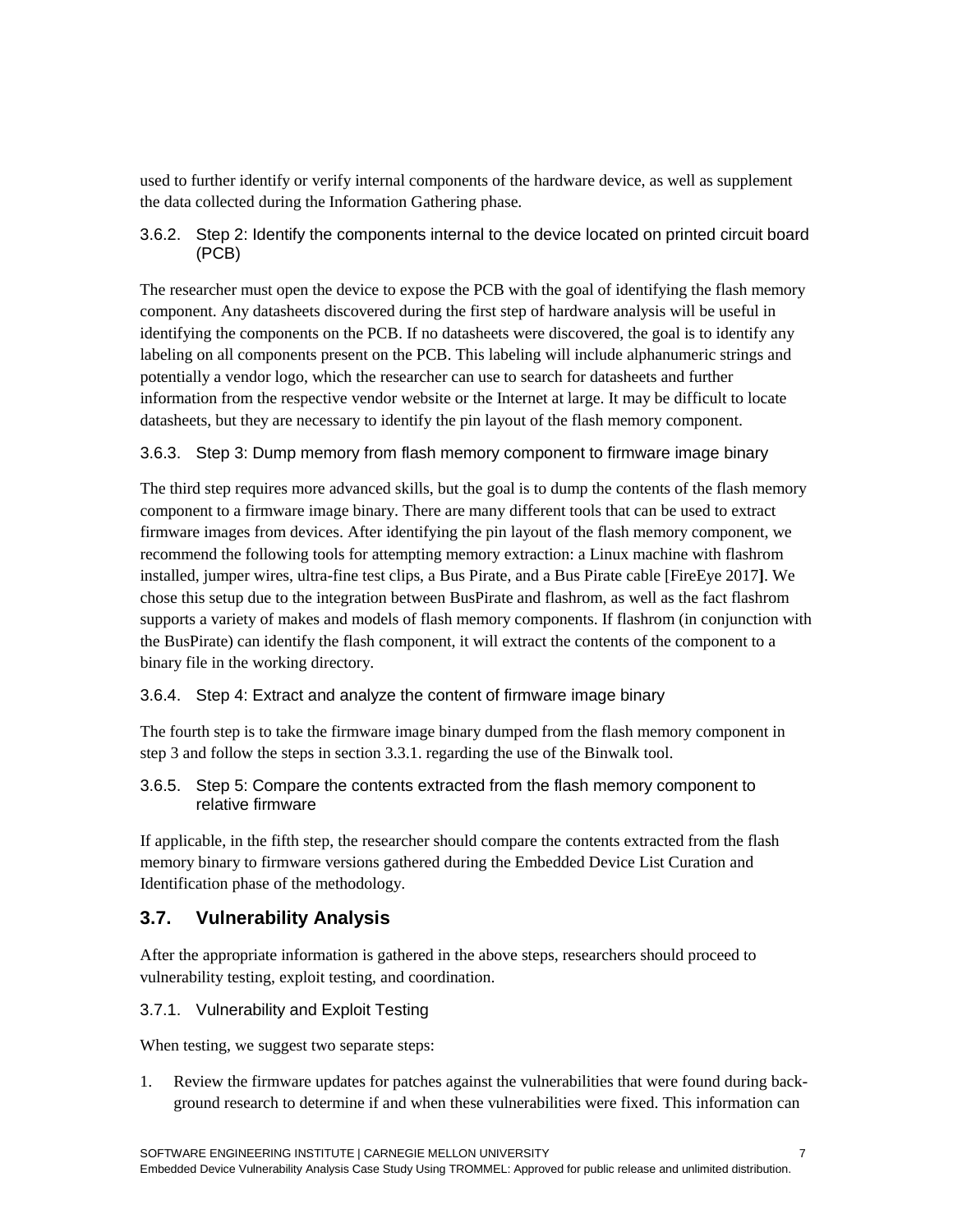used to further identify or verify internal components of the hardware device, as well as supplement the data collected during the Information Gathering phase.

### 3.6.2. Step 2: Identify the components internal to the device located on printed circuit board (PCB)

The researcher must open the device to expose the PCB with the goal of identifying the flash memory component. Any datasheets discovered during the first step of hardware analysis will be useful in identifying the components on the PCB. If no datasheets were discovered, the goal is to identify any labeling on all components present on the PCB. This labeling will include alphanumeric strings and potentially a vendor logo, which the researcher can use to search for datasheets and further information from the respective vendor website or the Internet at large. It may be difficult to locate datasheets, but they are necessary to identify the pin layout of the flash memory component.

### 3.6.3. Step 3: Dump memory from flash memory component to firmware image binary

The third step requires more advanced skills, but the goal is to dump the contents of the flash memory component to a firmware image binary. There are many different tools that can be used to extract firmware images from devices. After identifying the pin layout of the flash memory component, we recommend the following tools for attempting memory extraction: a Linux machine with flashrom installed, jumper wires, ultra-fine test clips, a Bus Pirate, and a Bus Pirate cable [FireEye 2017**]**. We chose this setup due to the integration between BusPirate and flashrom, as well as the fact flashrom supports a variety of makes and models of flash memory components. If flashrom (in conjunction with the BusPirate) can identify the flash component, it will extract the contents of the component to a binary file in the working directory.

### 3.6.4. Step 4: Extract and analyze the content of firmware image binary

The fourth step is to take the firmware image binary dumped from the flash memory component in step 3 and follow the steps in section 3.3.1. regarding the use of the Binwalk tool.

### 3.6.5. Step 5: Compare the contents extracted from the flash memory component to relative firmware

If applicable, in the fifth step, the researcher should compare the contents extracted from the flash memory binary to firmware versions gathered during the Embedded Device List Curation and Identification phase of the methodology.

## 3.7. Vulnerability Analysis

After the appropriate information is gathered in the above steps, researchers should proceed to vulnerability testing, exploit testing, and coordination.

### 3.7.1. Vulnerability and Exploit Testing

When testing, we suggest two separate steps:

1. Review the firmware updates for patches against the vulnerabilities that were found during back-ground research to determine if and when these vulnerabilities were fixed. This information can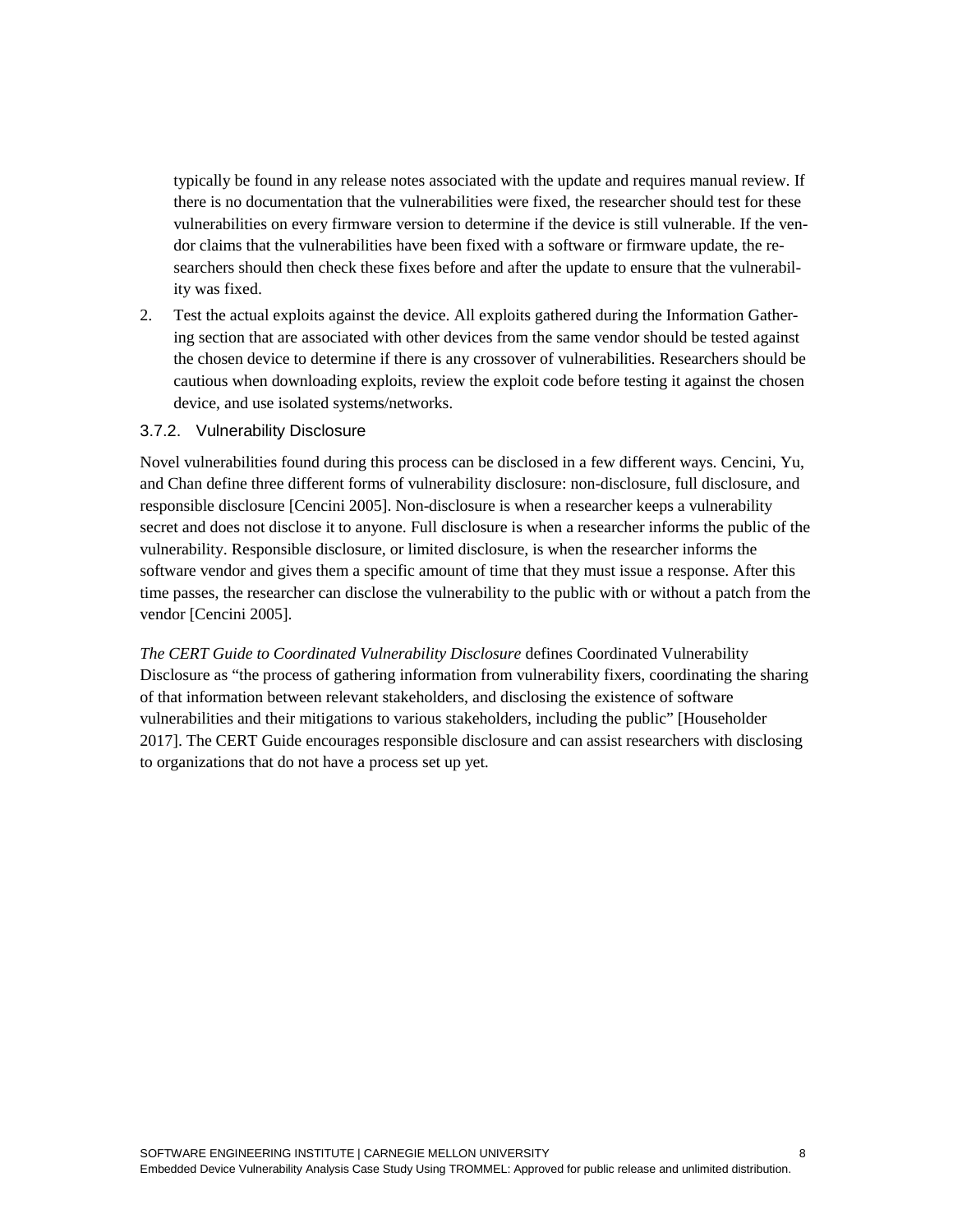typically be found in any release notes associated with the update and requires manual review. If there is no documentation that the vulnerabilities were fixed, the researcher should test for these vulnerabilities on every firmware version to determine if the device is still vulnerable. If the vendor claims that the vulnerabilities have been fixed with a software or firmware update, the researchers should then check these fixes before and after the update to ensure that the vulnerability was fixed.

2. Test the actual exploits against the device. All exploits gathered during the Information Gathering section that are associated with other devices from the same vendor should be tested against the chosen device to determine if there is any crossover of vulnerabilities. Researchers should be cautious when downloading exploits, review the exploit code before testing it against the chosen device, and use isolated systems/networks.

### 3.7.2. Vulnerability Disclosure

Novel vulnerabilities found during this process can be disclosed in a few different ways. Cencini, Yu, and Chan define three different forms of vulnerability disclosure: non-disclosure, full disclosure, and responsible disclosure [Cencini 2005]. Non-disclosure is when a researcher keeps a vulnerability secret and does not disclose it to anyone. Full disclosure is when a researcher informs the public of the vulnerability. Responsible disclosure, or limited disclosure, is when the researcher informs the software vendor and gives them a specific amount of time that they must issue a response. After this time passes, the researcher can disclose the vulnerability to the public with or without a patch from the vendor [Cencini 2005].

*The CERT Guide to Coordinated Vulnerability Disclosure* defines Coordinated Vulnerability Disclosure as "the process of gathering information from vulnerability fixers, coordinating the sharing of that information between relevant stakeholders, and disclosing the existence of software vulnerabilities and their mitigations to various stakeholders, including the public" [Householder 2017]. The CERT Guide encourages responsible disclosure and can assist researchers with disclosing to organizations that do not have a process set up yet.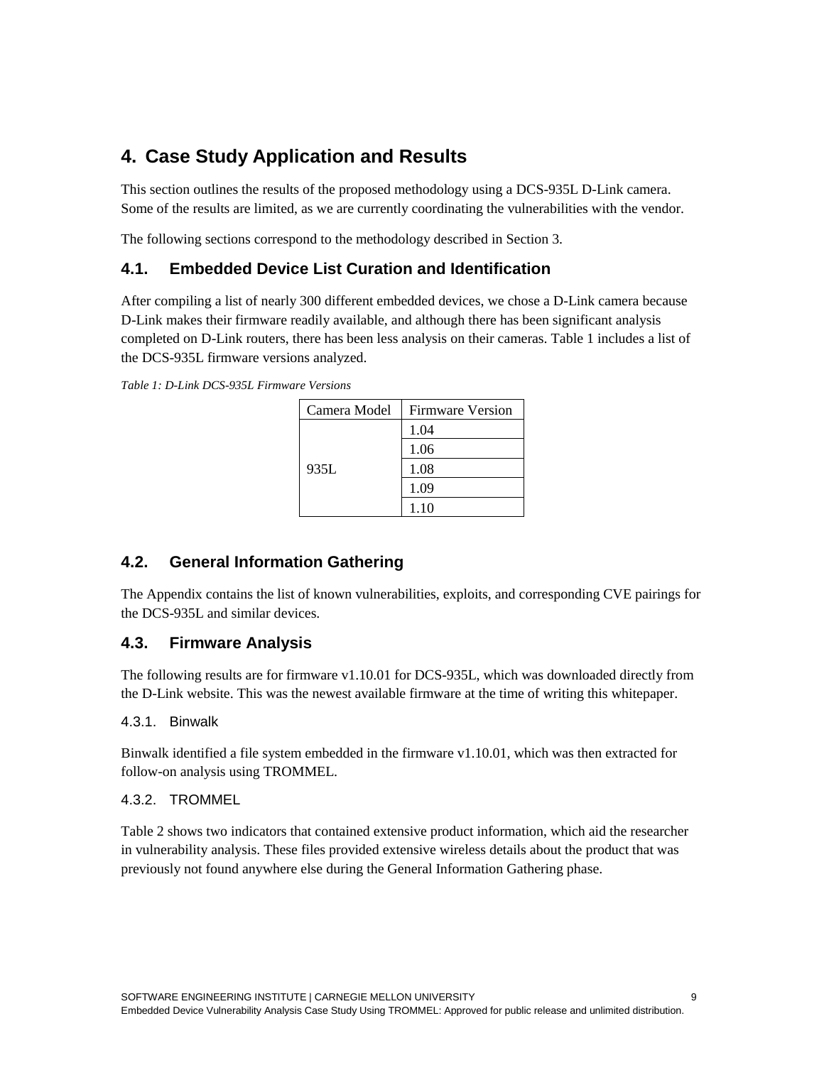## 4. Case Study Application and Results

This section outlines the results of the proposed methodology using a DCS-935L D-Link camera. Some of the results are limited, as we are currently coordinating the vulnerabilities with the vendor.

The following sections correspond to the methodology described in Section 3.

### 4.1. Embedded Device List Curation and Identification

After compiling a list of nearly 300 different embedded devices, we chose a D-Link camera because D-Link makes their firmware readily available, and although there has been significant analysis completed on D-Link routers, there has been less analysis on their cameras. Table 1 includes a list of the DCS-935L firmware versions analyzed.

*Table 1: D-Link DCS-935L Firmware Versions*

| Camera Model | Firmware Version |
|---|---|
| 935L | 1.04 |
| | 1.06 |
| | 1.08 |
| | 1.09 |
| | 1.10 |

### 4.2. General Information Gathering

The Appendix contains the list of known vulnerabilities, exploits, and corresponding CVE pairings for the DCS-935L and similar devices.

### 4.3. Firmware Analysis

The following results are for firmware v1.10.01 for DCS-935L, which was downloaded directly from the D-Link website. This was the newest available firmware at the time of writing this whitepaper.

#### 4.3.1. Binwalk

Binwalk identified a file system embedded in the firmware v1.10.01, which was then extracted for follow-on analysis using TROMMEL.

#### 4.3.2. TROMMEL

Table 2 shows two indicators that contained extensive product information, which aid the researcher in vulnerability analysis. These files provided extensive wireless details about the product that was previously not found anywhere else during the General Information Gathering phase.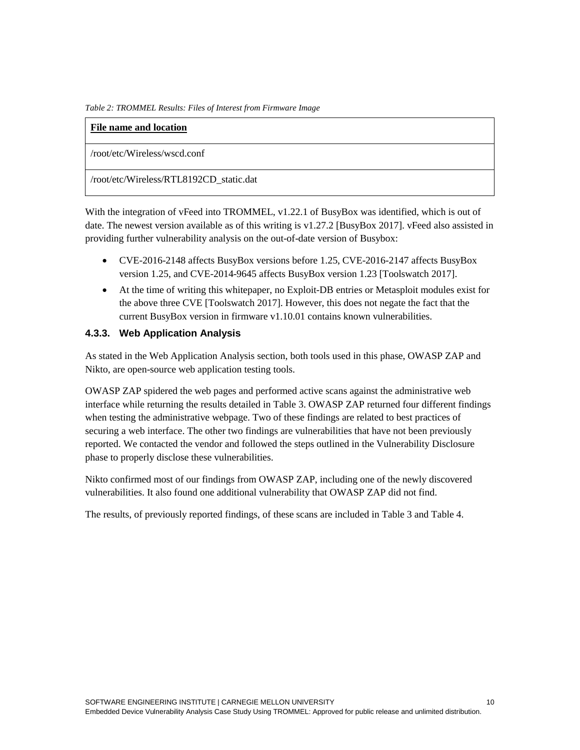*Table 2: TROMMEL Results: Files of Interest from Firmware Image*

| File name and location |
| --- |
| /root/etc/Wireless/wscd.conf |
| /root/etc/Wireless/RTL8192CD_static.dat |

With the integration of vFeed into TROMMEL, v1.22.1 of BusyBox was identified, which is out of date. The newest version available as of this writing is v1.27.2 [BusyBox 2017]. vFeed also assisted in providing further vulnerability analysis on the out-of-date version of Busybox:

- CVE-2016-2148 affects BusyBox versions before 1.25, CVE-2016-2147 affects BusyBox version 1.25, and CVE-2014-9645 affects BusyBox version 1.23 [Toolswatch 2017].
- At the time of writing this whitepaper, no Exploit-DB entries or Metasploit modules exist for the above three CVE [Toolswatch 2017]. However, this does not negate the fact that the current BusyBox version in firmware v1.10.01 contains known vulnerabilities.

### 4.3.3. Web Application Analysis

As stated in the Web Application Analysis section, both tools used in this phase, OWASP ZAP and Nikto, are open-source web application testing tools.

OWASP ZAP spidered the web pages and performed active scans against the administrative web interface while returning the results detailed in Table 3. OWASP ZAP returned four different findings when testing the administrative webpage. Two of these findings are related to best practices of securing a web interface. The other two findings are vulnerabilities that have not been previously reported. We contacted the vendor and followed the steps outlined in the Vulnerability Disclosure phase to properly disclose these vulnerabilities.

Nikto confirmed most of our findings from OWASP ZAP, including one of the newly discovered vulnerabilities. It also found one additional vulnerability that OWASP ZAP did not find.

The results, of previously reported findings, of these scans are included in Table 3 and Table 4.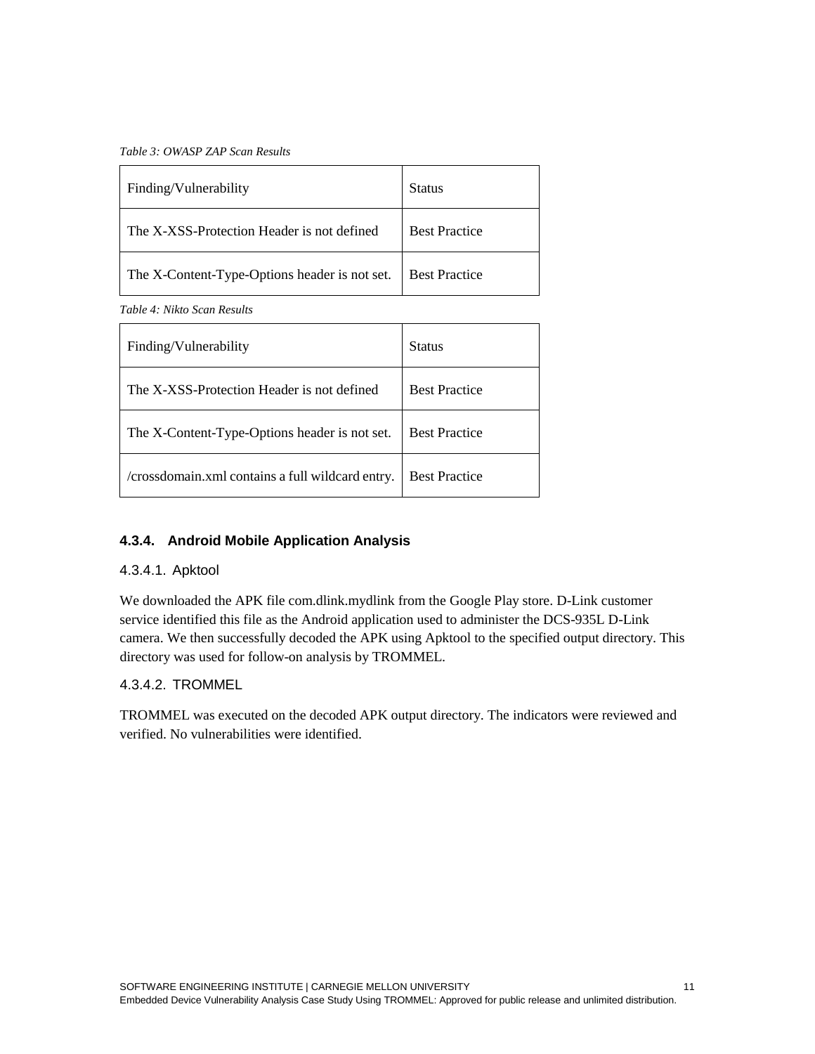*Table 3: OWASP ZAP Scan Results*

| Finding/Vulnerability | Status |
| --- | --- |
| The X-XSS-Protection Header is not defined | Best Practice |
| The X-Content-Type-Options header is not set. | Best Practice |

*Table 4: Nikto Scan Results*

| Finding/Vulnerability | Status |
| --- | --- |
| The X-XSS-Protection Header is not defined | Best Practice |
| The X-Content-Type-Options header is not set. | Best Practice |
| /crossdomain.xml contains a full wildcard entry. | Best Practice |

### 4.3.4. Android Mobile Application Analysis

#### 4.3.4.1. Apktool

We downloaded the APK file com.dlink.mydlink from the Google Play store. D-Link customer service identified this file as the Android application used to administer the DCS-935L D-Link camera. We then successfully decoded the APK using Apktool to the specified output directory. This directory was used for follow-on analysis by TROMMEL.

#### 4.3.4.2. TROMMEL

TROMMEL was executed on the decoded APK output directory. The indicators were reviewed and verified. No vulnerabilities were identified.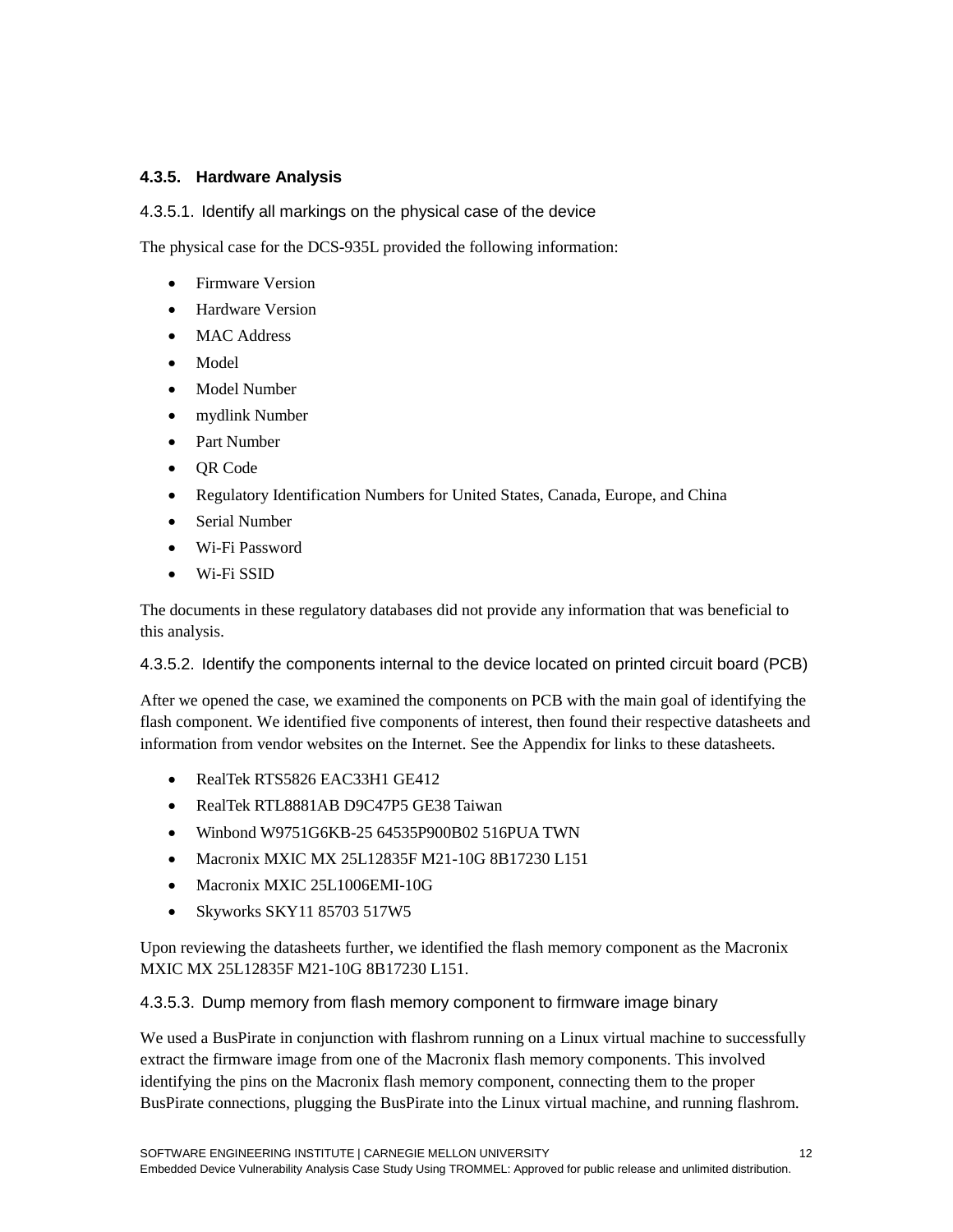### 4.3.5. Hardware Analysis

#### 4.3.5.1. Identify all markings on the physical case of the device

The physical case for the DCS-935L provided the following information:

- Firmware Version
- Hardware Version
- MAC Address
- Model
- Model Number
- mydlink Number
- Part Number
- QR Code
- Regulatory Identification Numbers for United States, Canada, Europe, and China
- Serial Number
- Wi-Fi Password
- Wi-Fi SSID

The documents in these regulatory databases did not provide any information that was beneficial to this analysis.

#### 4.3.5.2. Identify the components internal to the device located on printed circuit board (PCB)

After we opened the case, we examined the components on PCB with the main goal of identifying the flash component. We identified five components of interest, then found their respective datasheets and information from vendor websites on the Internet. See the Appendix for links to these datasheets.

- RealTek RTS5826 EAC33H1 GE412
- RealTek RTL8881AB D9C47P5 GE38 Taiwan
- Winbond W9751G6KB-25 64535P900B02 516PUA TWN
- Macronix MXIC MX 25L12835F M21-10G 8B17230 L151
- Macronix MXIC 25L1006EMI-10G
- Skyworks SKY11 85703 517W5

Upon reviewing the datasheets further, we identified the flash memory component as the Macronix MXIC MX 25L12835F M21-10G 8B17230 L151.

#### 4.3.5.3. Dump memory from flash memory component to firmware image binary

We used a BusPirate in conjunction with flashrom running on a Linux virtual machine to successfully extract the firmware image from one of the Macronix flash memory components. This involved identifying the pins on the Macronix flash memory component, connecting them to the proper BusPirate connections, plugging the BusPirate into the Linux virtual machine, and running flashrom.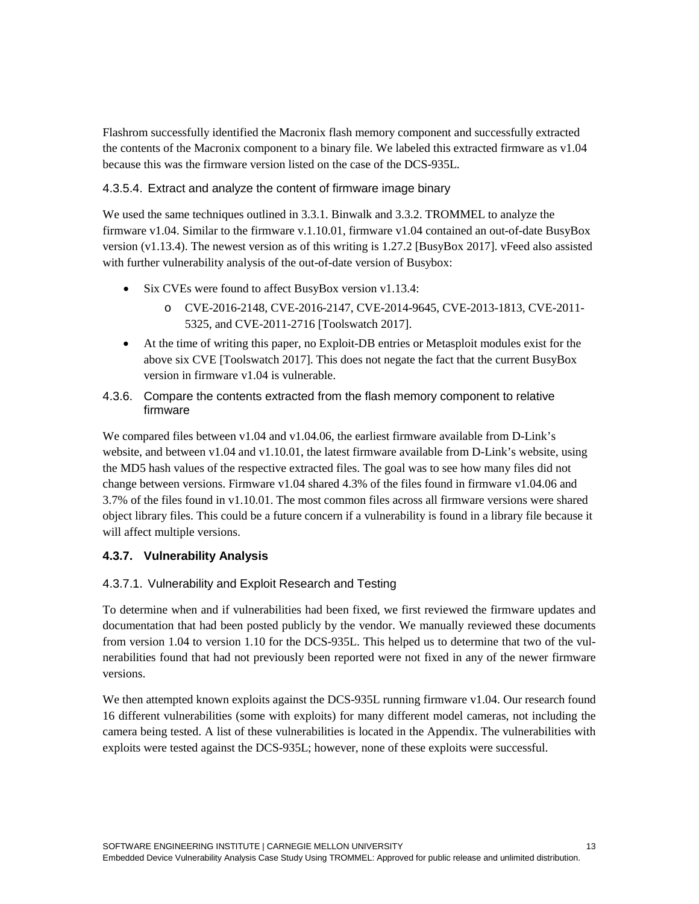Flashrom successfully identified the Macronix flash memory component and successfully extracted the contents of the Macronix component to a binary file. We labeled this extracted firmware as v1.04 because this was the firmware version listed on the case of the DCS-935L.

#### 4.3.5.4. Extract and analyze the content of firmware image binary

We used the same techniques outlined in 3.3.1. Binwalk and 3.3.2. TROMMEL to analyze the firmware v1.04. Similar to the firmware v.1.10.01, firmware v1.04 contained an out-of-date BusyBox version (v1.13.4). The newest version as of this writing is 1.27.2 [BusyBox 2017]. vFeed also assisted with further vulnerability analysis of the out-of-date version of Busybox:

- Six CVEs were found to affect BusyBox version v1.13.4:
  - CVE-2016-2148, CVE-2016-2147, CVE-2014-9645, CVE-2013-1813, CVE-2011-5325, and CVE-2011-2716 [Toolswatch 2017].
- At the time of writing this paper, no Exploit-DB entries or Metasploit modules exist for the above six CVE [Toolswatch 2017]. This does not negate the fact that the current BusyBox version in firmware v1.04 is vulnerable.

### 4.3.6. Compare the contents extracted from the flash memory component to relative firmware

We compared files between v1.04 and v1.04.06, the earliest firmware available from D-Link's website, and between v1.04 and v1.10.01, the latest firmware available from D-Link's website, using the MD5 hash values of the respective extracted files. The goal was to see how many files did not change between versions. Firmware v1.04 shared 4.3% of the files found in firmware v1.04.06 and 3.7% of the files found in v1.10.01. The most common files across all firmware versions were shared object library files. This could be a future concern if a vulnerability is found in a library file because it will affect multiple versions.

### 4.3.7. Vulnerability Analysis

#### 4.3.7.1. Vulnerability and Exploit Research and Testing

To determine when and if vulnerabilities had been fixed, we first reviewed the firmware updates and documentation that had been posted publicly by the vendor. We manually reviewed these documents from version 1.04 to version 1.10 for the DCS-935L. This helped us to determine that two of the vulnerabilities found that had not previously been reported were not fixed in any of the newer firmware versions.

We then attempted known exploits against the DCS-935L running firmware v1.04. Our research found 16 different vulnerabilities (some with exploits) for many different model cameras, not including the camera being tested. A list of these vulnerabilities is located in the Appendix. The vulnerabilities with exploits were tested against the DCS-935L; however, none of these exploits were successful.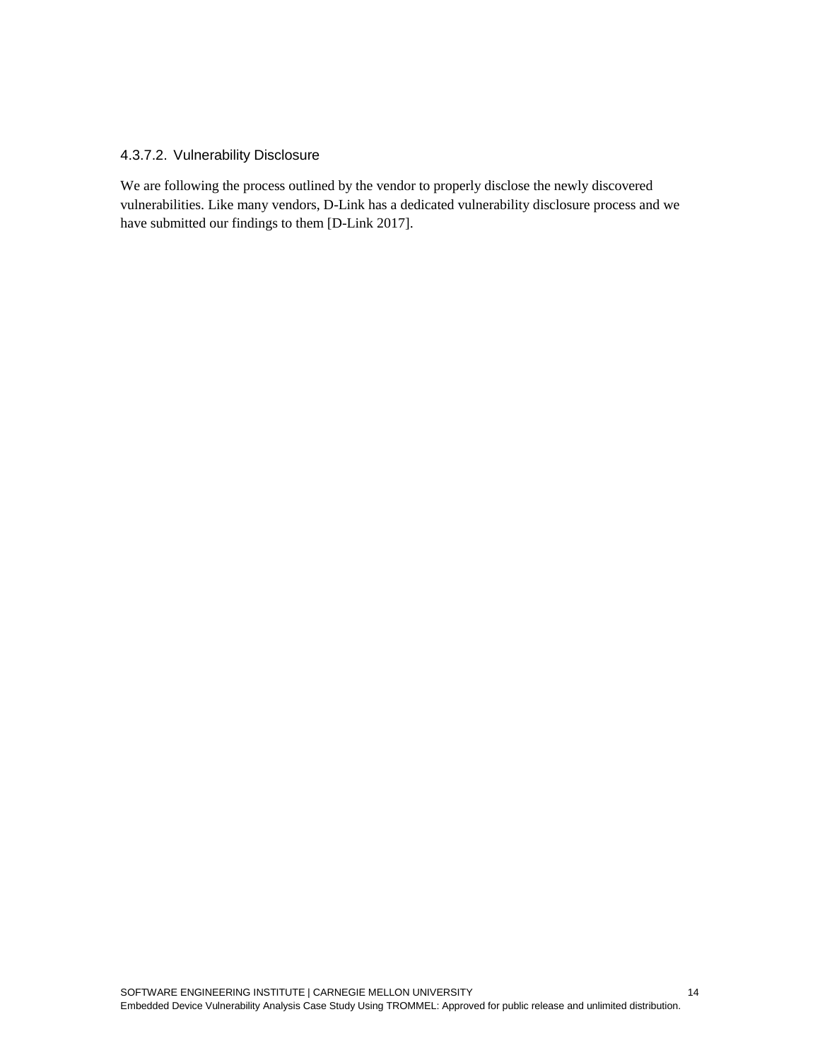#### 4.3.7.2. Vulnerability Disclosure

We are following the process outlined by the vendor to properly disclose the newly discovered vulnerabilities. Like many vendors, D-Link has a dedicated vulnerability disclosure process and we have submitted our findings to them [D-Link 2017].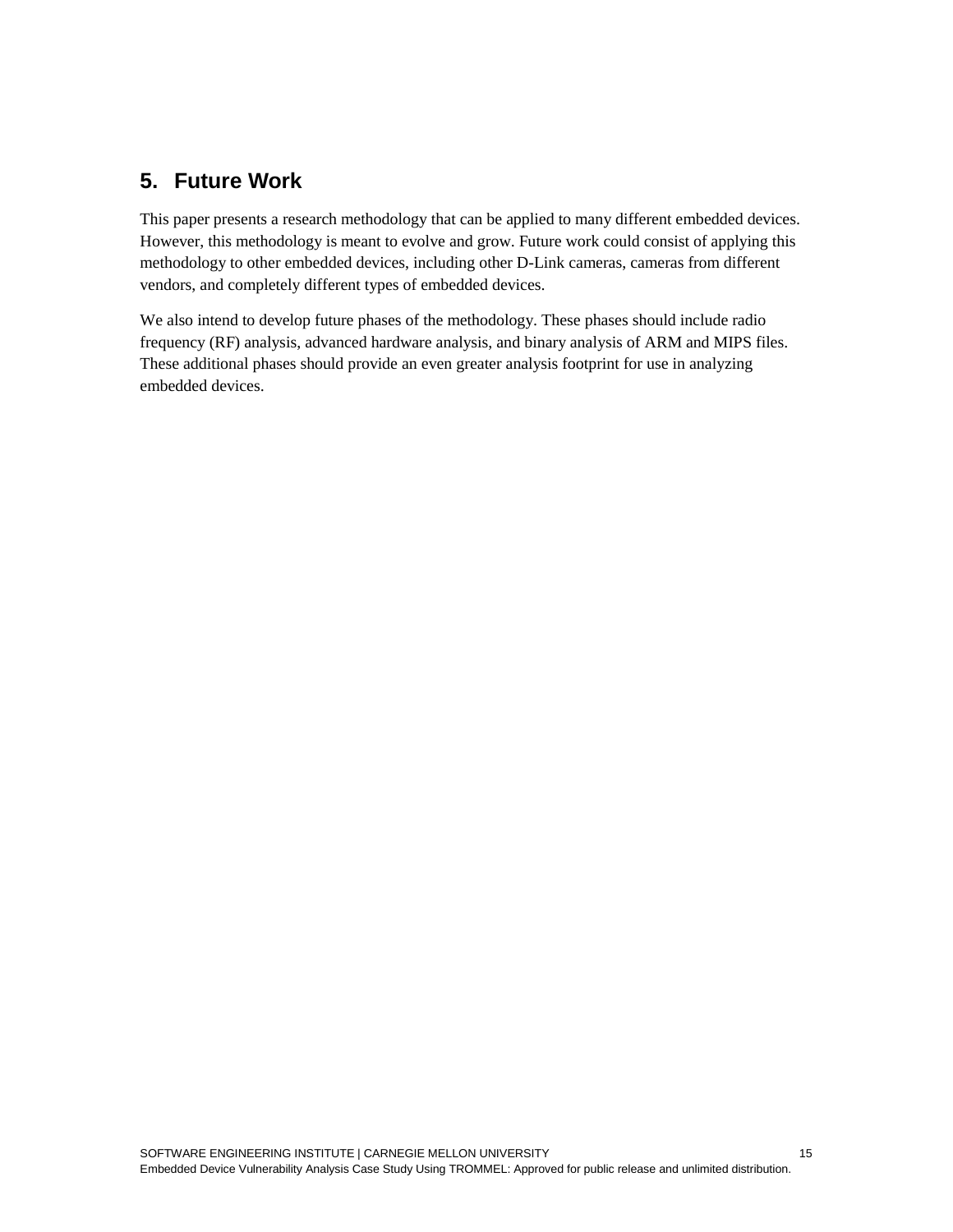## 5. Future Work

This paper presents a research methodology that can be applied to many different embedded devices. However, this methodology is meant to evolve and grow. Future work could consist of applying this methodology to other embedded devices, including other D-Link cameras, cameras from different vendors, and completely different types of embedded devices.

We also intend to develop future phases of the methodology. These phases should include radio frequency (RF) analysis, advanced hardware analysis, and binary analysis of ARM and MIPS files. These additional phases should provide an even greater analysis footprint for use in analyzing embedded devices.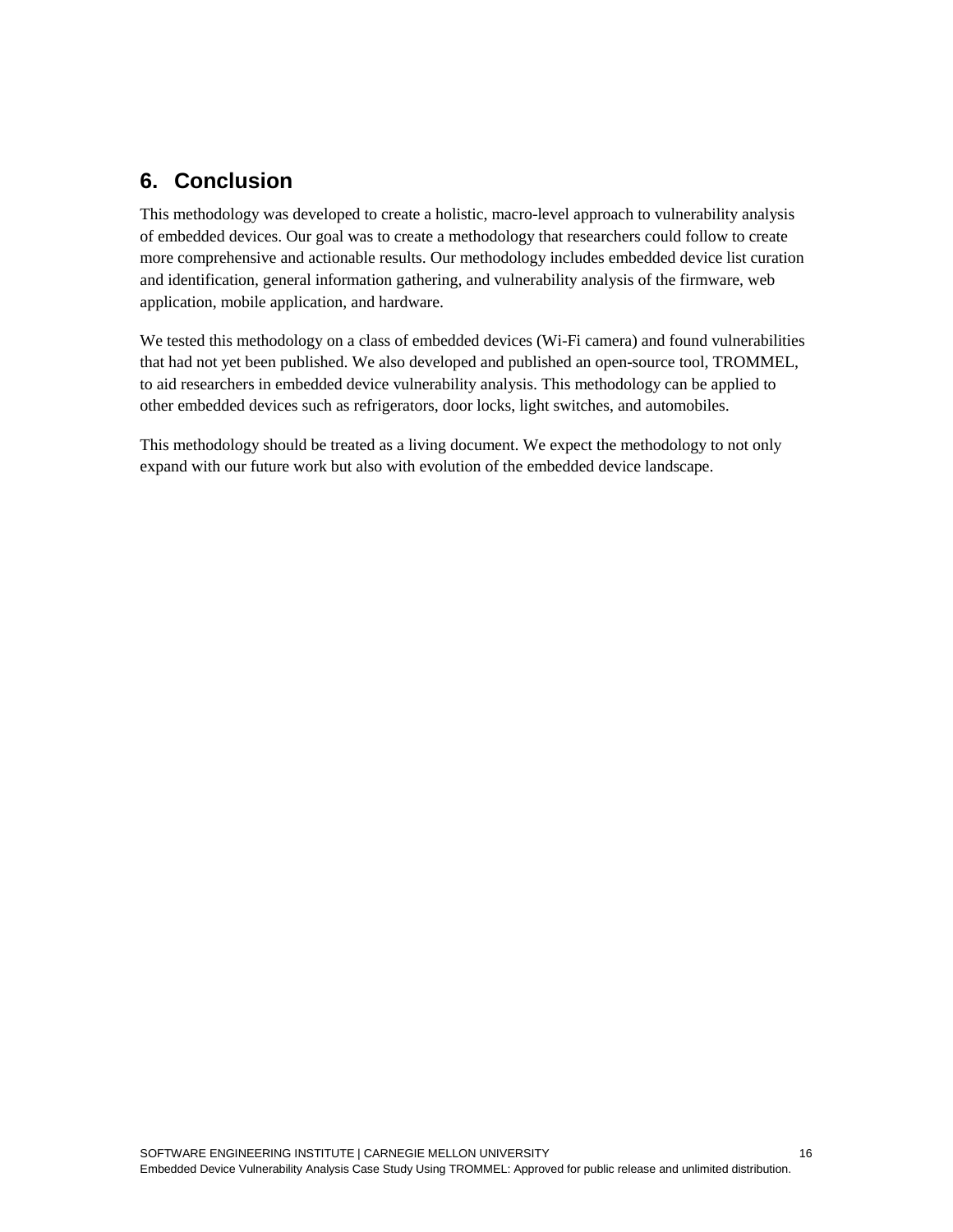## 6. Conclusion

This methodology was developed to create a holistic, macro-level approach to vulnerability analysis of embedded devices. Our goal was to create a methodology that researchers could follow to create more comprehensive and actionable results. Our methodology includes embedded device list curation and identification, general information gathering, and vulnerability analysis of the firmware, web application, mobile application, and hardware.

We tested this methodology on a class of embedded devices (Wi-Fi camera) and found vulnerabilities that had not yet been published. We also developed and published an open-source tool, TROMMEL, to aid researchers in embedded device vulnerability analysis. This methodology can be applied to other embedded devices such as refrigerators, door locks, light switches, and automobiles.

This methodology should be treated as a living document. We expect the methodology to not only expand with our future work but also with evolution of the embedded device landscape.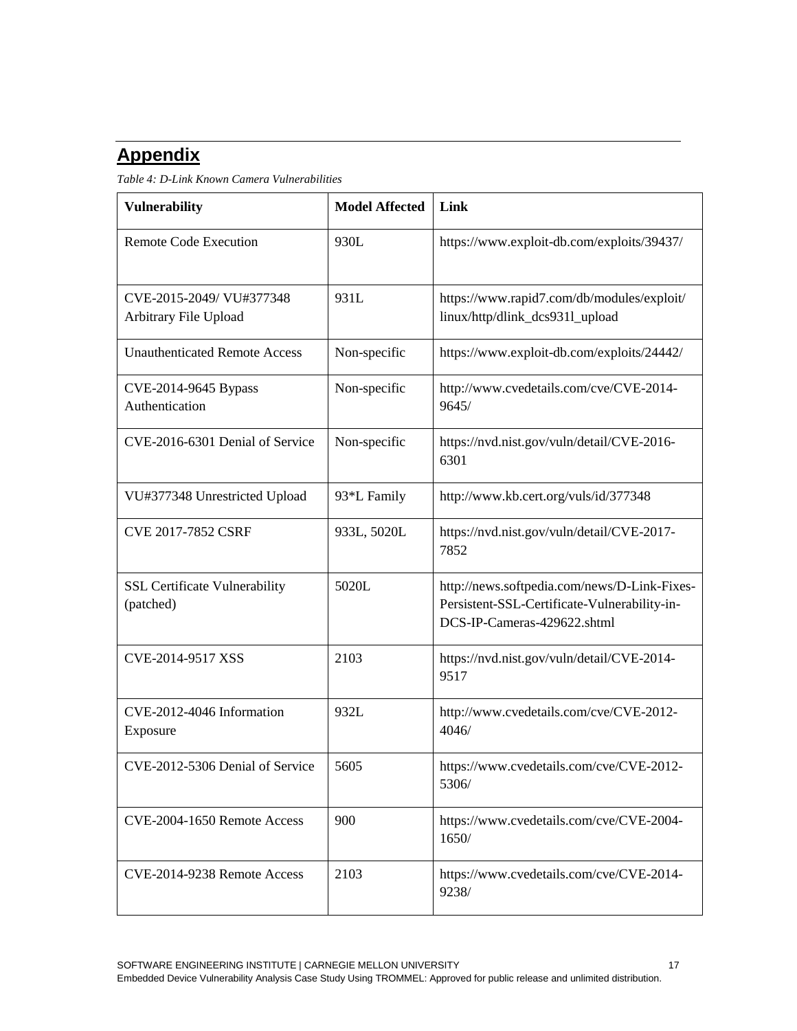## Appendix

*Table 4: D-Link Known Camera Vulnerabilities*

| Vulnerability | Model Affected | Link |
|---|---|---|
| Remote Code Execution | 930L | https://www.exploit-db.com/exploits/39437/ |
| CVE-2015-2049/ VU#377348 Arbitrary File Upload | 931L | https://www.rapid7.com/db/modules/exploit/linux/http/dlink_dcs931l_upload |
| Unauthenticated Remote Access | Non-specific | https://www.exploit-db.com/exploits/24442/ |
| CVE-2014-9645 Bypass Authentication | Non-specific | http://www.cvedetails.com/cve/CVE-2014-9645/ |
| CVE-2016-6301 Denial of Service | Non-specific | https://nvd.nist.gov/vuln/detail/CVE-2016-6301 |
| VU#377348 Unrestricted Upload | 93*L Family | http://www.kb.cert.org/vuls/id/377348 |
| CVE 2017-7852 CSRF | 933L, 5020L | https://nvd.nist.gov/vuln/detail/CVE-2017-7852 |
| SSL Certificate Vulnerability (patched) | 5020L | http://news.softpedia.com/news/D-Link-Fixes-Persistent-SSL-Certificate-Vulnerability-in-DCS-IP-Cameras-429622.shtml |
| CVE-2014-9517 XSS | 2103 | https://nvd.nist.gov/vuln/detail/CVE-2014-9517 |
| CVE-2012-4046 Information Exposure | 932L | http://www.cvedetails.com/cve/CVE-2012-4046/ |
| CVE-2012-5306 Denial of Service | 5605 | https://www.cvedetails.com/cve/CVE-2012-5306/ |
| CVE-2004-1650 Remote Access | 900 | https://www.cvedetails.com/cve/CVE-2004-1650/ |
| CVE-2014-9238 Remote Access | 2103 | https://www.cvedetails.com/cve/CVE-2014-9238/ |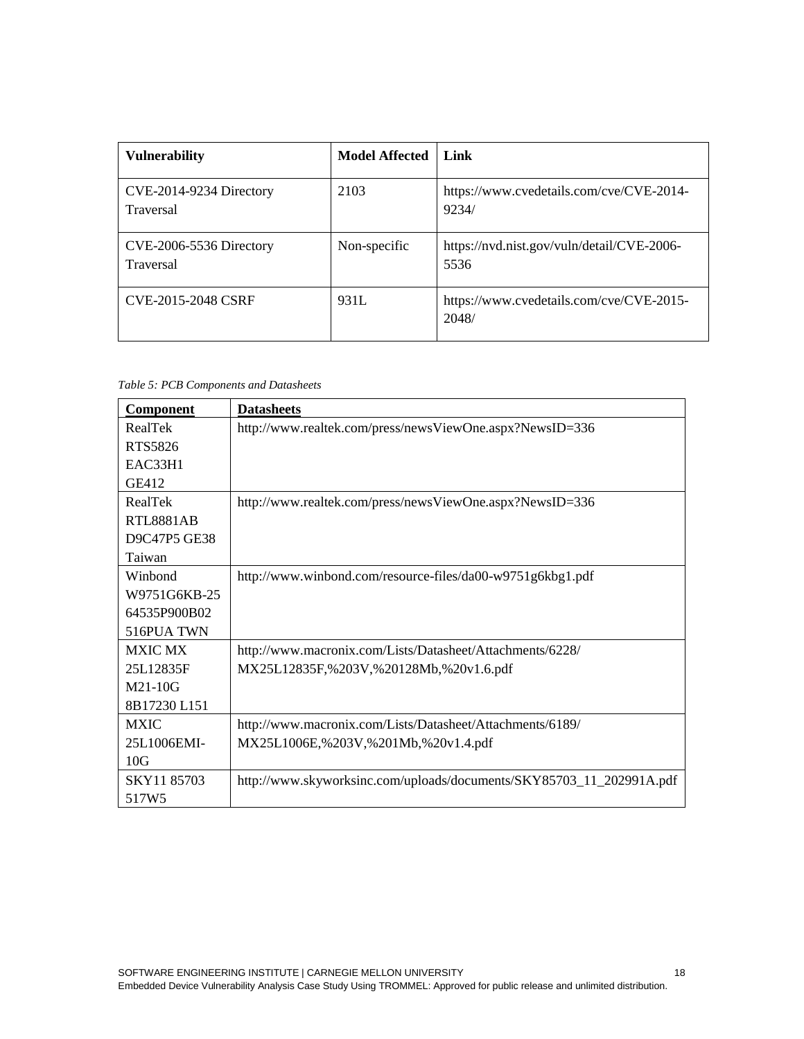| Vulnerability | Model Affected | Link |
| --- | --- | --- |
| CVE-2014-9234 Directory Traversal | 2103 | https://www.cvedetails.com/cve/CVE-2014-9234/ |
| CVE-2006-5536 Directory Traversal | Non-specific | https://nvd.nist.gov/vuln/detail/CVE-2006-5536 |
| CVE-2015-2048 CSRF | 931L | https://www.cvedetails.com/cve/CVE-2015-2048/ |

*Table 5: PCB Components and Datasheets*

| Component | Datasheets |
| --- | --- |
| RealTek RTS5826 EAC33H1 GE412 | http://www.realtek.com/press/newsViewOne.aspx?NewsID=336 |
| RealTek RTL8881AB D9C47P5 GE38 Taiwan | http://www.realtek.com/press/newsViewOne.aspx?NewsID=336 |
| Winbond W9751G6KB-25 64535P900B02 516PUA TWN | http://www.winbond.com/resource-files/da00-w9751g6kbg1.pdf |
| MXIC MX 25L12835F M21-10G 8B17230 L151 | http://www.macronix.com/Lists/Datasheet/Attachments/6228/MX25L12835F,%203V,%20128Mb,%20v1.6.pdf |
| MXIC 25L1006EMI-10G | http://www.macronix.com/Lists/Datasheet/Attachments/6189/MX25L1006E,%203V,%201Mb,%20v1.4.pdf |
| SKY11 85703 517W5 | http://www.skyworksinc.com/uploads/documents/SKY85703_11_202991A.pdf |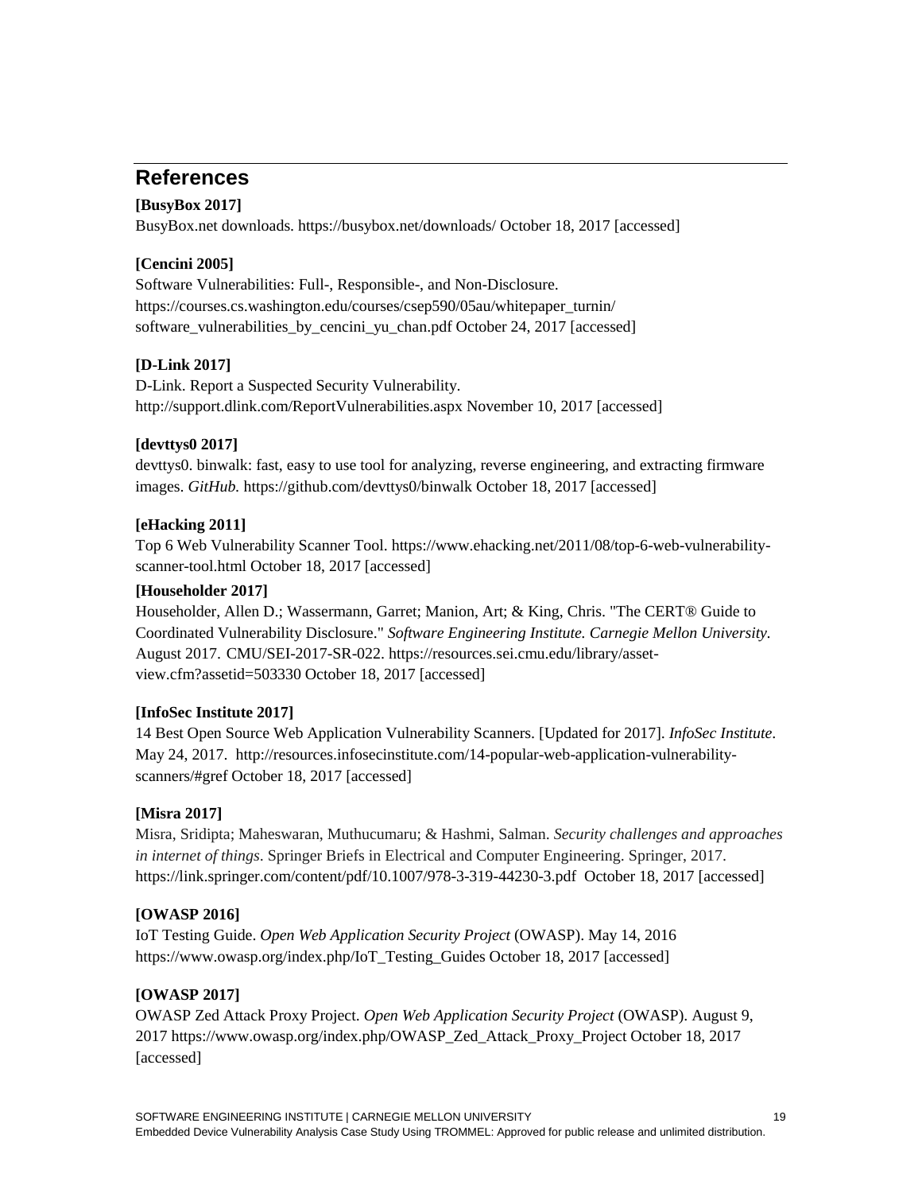## References

**[BusyBox 2017]**
BusyBox.net downloads. https://busybox.net/downloads/ October 18, 2017 [accessed]

**[Cencini 2005]**
Software Vulnerabilities: Full-, Responsible-, and Non-Disclosure. https://courses.cs.washington.edu/courses/csep590/05au/whitepaper_turnin/software_vulnerabilities_by_cencini_yu_chan.pdf October 24, 2017 [accessed]

**[D-Link 2017]**
D-Link. Report a Suspected Security Vulnerability. http://support.dlink.com/ReportVulnerabilities.aspx November 10, 2017 [accessed]

**[devttys0 2017]**
devttys0. binwalk: fast, easy to use tool for analyzing, reverse engineering, and extracting firmware images. *GitHub.* https://github.com/devttys0/binwalk October 18, 2017 [accessed]

**[eHacking 2011]**
Top 6 Web Vulnerability Scanner Tool. https://www.ehacking.net/2011/08/top-6-web-vulnerability-scanner-tool.html October 18, 2017 [accessed]

**[Householder 2017]**
Householder, Allen D.; Wassermann, Garret; Manion, Art; & King, Chris. "The CERT® Guide to Coordinated Vulnerability Disclosure." *Software Engineering Institute. Carnegie Mellon University.* August 2017. CMU/SEI-2017-SR-022. https://resources.sei.cmu.edu/library/asset-view.cfm?assetid=503330 October 18, 2017 [accessed]

**[InfoSec Institute 2017]**
14 Best Open Source Web Application Vulnerability Scanners. [Updated for 2017]. *InfoSec Institute*. May 24, 2017. http://resources.infosecinstitute.com/14-popular-web-application-vulnerability-scanners/#gref October 18, 2017 [accessed]

**[Misra 2017]**
Misra, Sridipta; Maheswaran, Muthucumaru; & Hashmi, Salman. *Security challenges and approaches in internet of things*. Springer Briefs in Electrical and Computer Engineering. Springer, 2017. https://link.springer.com/content/pdf/10.1007/978-3-319-44230-3.pdf October 18, 2017 [accessed]

**[OWASP 2016]**
IoT Testing Guide. *Open Web Application Security Project* (OWASP). May 14, 2016 https://www.owasp.org/index.php/IoT_Testing_Guides October 18, 2017 [accessed]

**[OWASP 2017]**
OWASP Zed Attack Proxy Project. *Open Web Application Security Project* (OWASP). August 9, 2017 https://www.owasp.org/index.php/OWASP_Zed_Attack_Proxy_Project October 18, 2017 [accessed]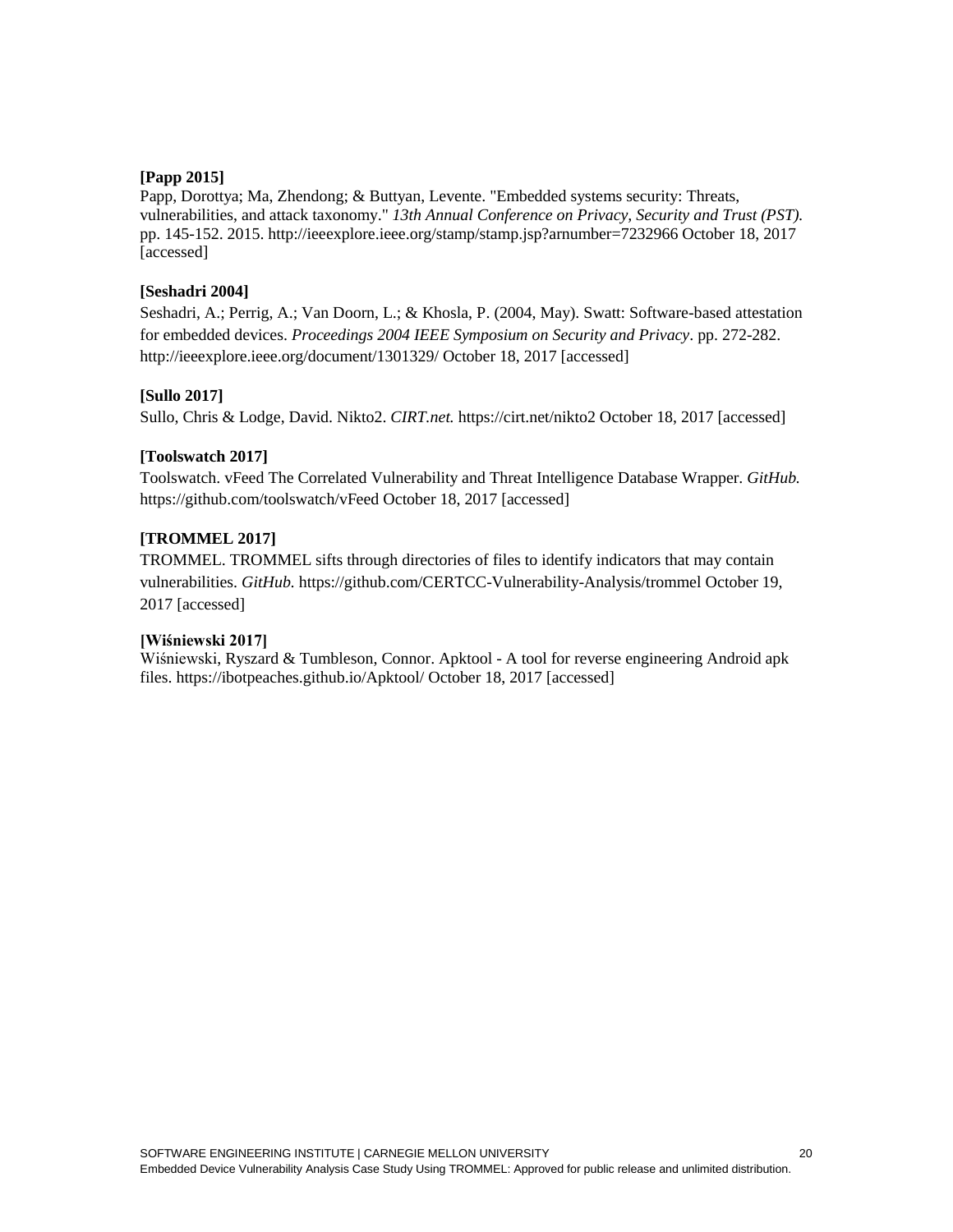**[Papp 2015]**
Papp, Dorottya; Ma, Zhendong; & Buttyan, Levente. "Embedded systems security: Threats, vulnerabilities, and attack taxonomy." *13th Annual Conference on Privacy, Security and Trust (PST).* pp. 145-152. 2015. http://ieeexplore.ieee.org/stamp/stamp.jsp?arnumber=7232966 October 18, 2017 [accessed]

**[Seshadri 2004]**
Seshadri, A.; Perrig, A.; Van Doorn, L.; & Khosla, P. (2004, May). Swatt: Software-based attestation for embedded devices. *Proceedings 2004 IEEE Symposium on Security and Privacy*. pp. 272-282. http://ieeexplore.ieee.org/document/1301329/ October 18, 2017 [accessed]

**[Sullo 2017]**
Sullo, Chris & Lodge, David. Nikto2. *CIRT.net.* https://cirt.net/nikto2 October 18, 2017 [accessed]

**[Toolswatch 2017]**
Toolswatch. vFeed The Correlated Vulnerability and Threat Intelligence Database Wrapper. *GitHub.* https://github.com/toolswatch/vFeed October 18, 2017 [accessed]

**[TROMMEL 2017]**
TROMMEL. TROMMEL sifts through directories of files to identify indicators that may contain vulnerabilities. *GitHub.* https://github.com/CERTCC-Vulnerability-Analysis/trommel October 19, 2017 [accessed]

**[Wiśniewski 2017]**
Wiśniewski, Ryszard & Tumbleson, Connor. Apktool - A tool for reverse engineering Android apk files. https://ibotpeaches.github.io/Apktool/ October 18, 2017 [accessed]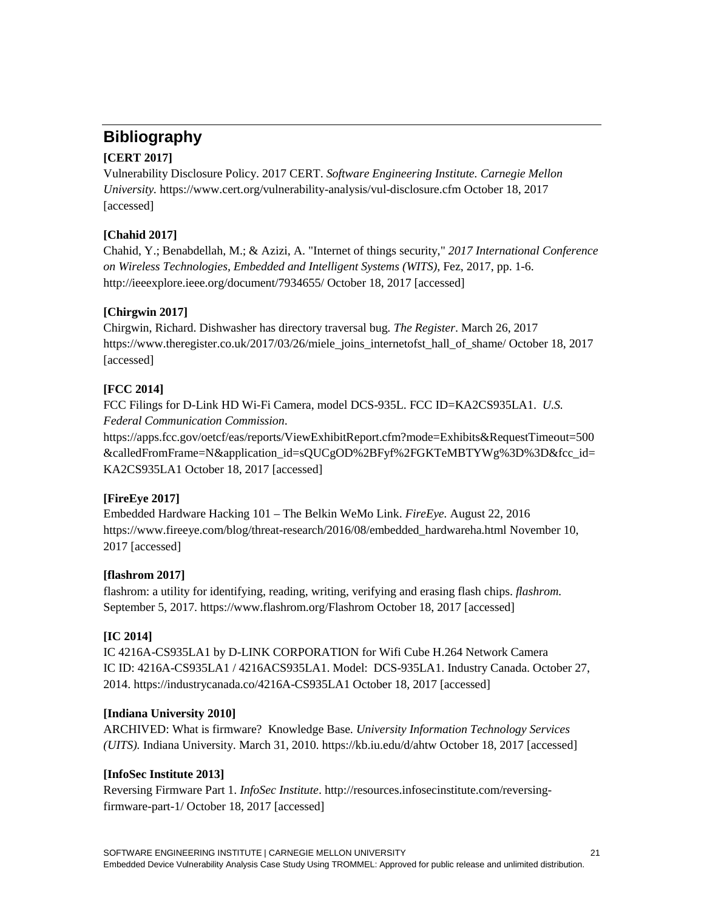## Bibliography

**[CERT 2017]**
Vulnerability Disclosure Policy. 2017 CERT. *Software Engineering Institute. Carnegie Mellon University.* https://www.cert.org/vulnerability-analysis/vul-disclosure.cfm October 18, 2017 [accessed]

**[Chahid 2017]**
Chahid, Y.; Benabdellah, M.; & Azizi, A. "Internet of things security," *2017 International Conference on Wireless Technologies, Embedded and Intelligent Systems (WITS)*, Fez, 2017, pp. 1-6. http://ieeexplore.ieee.org/document/7934655/ October 18, 2017 [accessed]

**[Chirgwin 2017]**
Chirgwin, Richard. Dishwasher has directory traversal bug. *The Register*. March 26, 2017 https://www.theregister.co.uk/2017/03/26/miele_joins_internetofst_hall_of_shame/ October 18, 2017 [accessed]

**[FCC 2014]**
FCC Filings for D-Link HD Wi-Fi Camera, model DCS-935L. FCC ID=KA2CS935LA1. *U.S. Federal Communication Commission*.
https://apps.fcc.gov/oetcf/eas/reports/ViewExhibitReport.cfm?mode=Exhibits&RequestTimeout=500&calledFromFrame=N&application_id=sQUCgOD%2BFyf%2FGKTeMBTYWg%3D%3D&fcc_id=KA2CS935LA1 October 18, 2017 [accessed]

**[FireEye 2017]**
Embedded Hardware Hacking 101 – The Belkin WeMo Link. *FireEye.* August 22, 2016 https://www.fireeye.com/blog/threat-research/2016/08/embedded_hardwareha.html November 10, 2017 [accessed]

**[flashrom 2017]**
flashrom: a utility for identifying, reading, writing, verifying and erasing flash chips. *flashrom.* September 5, 2017. https://www.flashrom.org/Flashrom October 18, 2017 [accessed]

**[IC 2014]**
IC 4216A-CS935LA1 by D-LINK CORPORATION for Wifi Cube H.264 Network Camera
IC ID: 4216A-CS935LA1 / 4216ACS935LA1. Model: DCS-935LA1. Industry Canada. October 27, 2014. https://industrycanada.co/4216A-CS935LA1 October 18, 2017 [accessed]

**[Indiana University 2010]**
ARCHIVED: What is firmware? Knowledge Base. *University Information Technology Services (UITS).* Indiana University. March 31, 2010. https://kb.iu.edu/d/ahtw October 18, 2017 [accessed]

**[InfoSec Institute 2013]**
Reversing Firmware Part 1. *InfoSec Institute*. http://resources.infosecinstitute.com/reversing-firmware-part-1/ October 18, 2017 [accessed]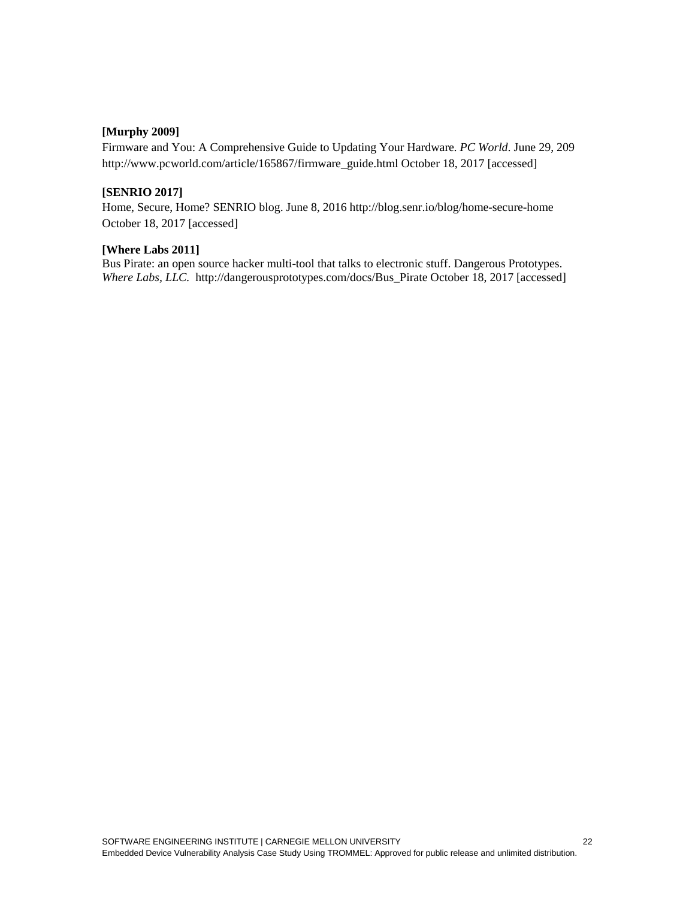**[Murphy 2009]**
Firmware and You: A Comprehensive Guide to Updating Your Hardware. *PC World*. June 29, 209
http://www.pcworld.com/article/165867/firmware_guide.html October 18, 2017 [accessed]

**[SENRIO 2017]**
Home, Secure, Home? SENRIO blog. June 8, 2016 http://blog.senr.io/blog/home-secure-home
October 18, 2017 [accessed]

**[Where Labs 2011]**
Bus Pirate: an open source hacker multi-tool that talks to electronic stuff. Dangerous Prototypes.
*Where Labs, LLC.* http://dangerousprototypes.com/docs/Bus_Pirate October 18, 2017 [accessed]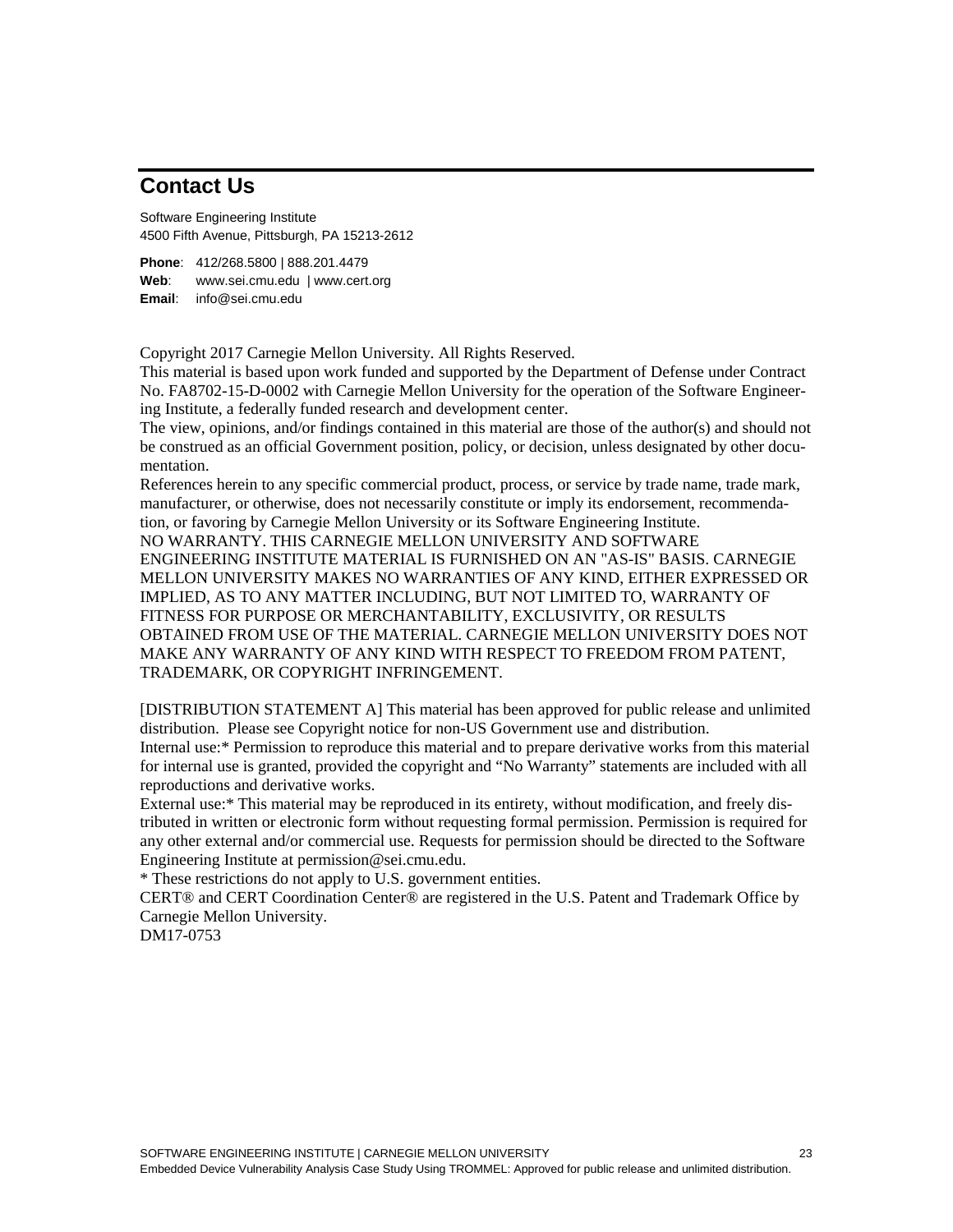## Contact Us

Software Engineering Institute
4500 Fifth Avenue, Pittsburgh, PA 15213-2612

**Phone**: 412/268.5800 | 888.201.4479
**Web**: www.sei.cmu.edu | www.cert.org
**Email**: info@sei.cmu.edu

Copyright 2017 Carnegie Mellon University. All Rights Reserved.
This material is based upon work funded and supported by the Department of Defense under Contract No. FA8702-15-D-0002 with Carnegie Mellon University for the operation of the Software Engineering Institute, a federally funded research and development center.
The view, opinions, and/or findings contained in this material are those of the author(s) and should not be construed as an official Government position, policy, or decision, unless designated by other documentation.
References herein to any specific commercial product, process, or service by trade name, trade mark, manufacturer, or otherwise, does not necessarily constitute or imply its endorsement, recommendation, or favoring by Carnegie Mellon University or its Software Engineering Institute.
NO WARRANTY. THIS CARNEGIE MELLON UNIVERSITY AND SOFTWARE ENGINEERING INSTITUTE MATERIAL IS FURNISHED ON AN "AS-IS" BASIS. CARNEGIE MELLON UNIVERSITY MAKES NO WARRANTIES OF ANY KIND, EITHER EXPRESSED OR IMPLIED, AS TO ANY MATTER INCLUDING, BUT NOT LIMITED TO, WARRANTY OF FITNESS FOR PURPOSE OR MERCHANTABILITY, EXCLUSIVITY, OR RESULTS OBTAINED FROM USE OF THE MATERIAL. CARNEGIE MELLON UNIVERSITY DOES NOT MAKE ANY WARRANTY OF ANY KIND WITH RESPECT TO FREEDOM FROM PATENT, TRADEMARK, OR COPYRIGHT INFRINGEMENT.

[DISTRIBUTION STATEMENT A] This material has been approved for public release and unlimited distribution. Please see Copyright notice for non-US Government use and distribution.
Internal use:* Permission to reproduce this material and to prepare derivative works from this material for internal use is granted, provided the copyright and “No Warranty” statements are included with all reproductions and derivative works.
External use:* This material may be reproduced in its entirety, without modification, and freely distributed in written or electronic form without requesting formal permission. Permission is required for any other external and/or commercial use. Requests for permission should be directed to the Software Engineering Institute at permission@sei.cmu.edu.
* These restrictions do not apply to U.S. government entities.
CERT® and CERT Coordination Center® are registered in the U.S. Patent and Trademark Office by Carnegie Mellon University.
DM17-0753